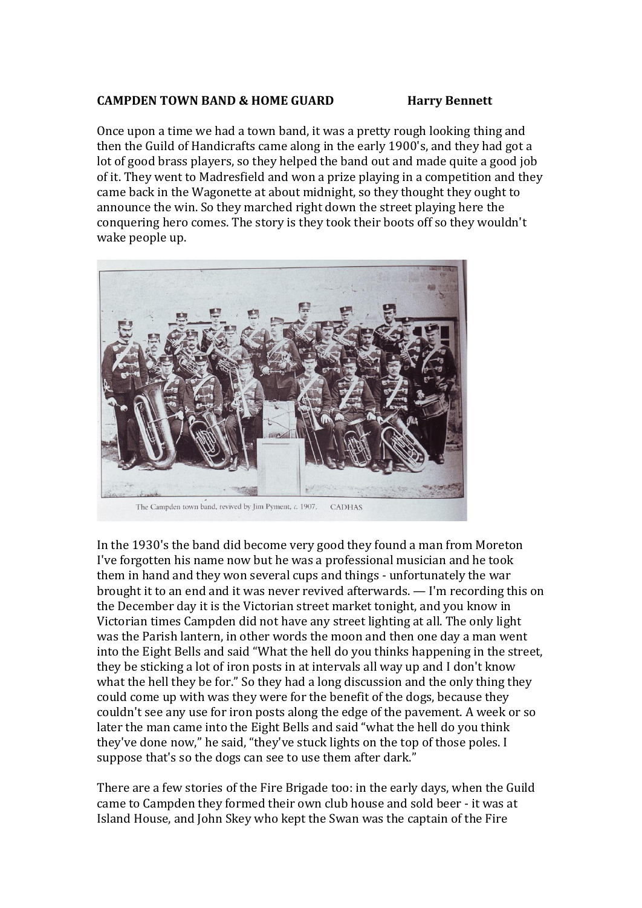**CAMPDEN TOWN BAND & HOME GUARD** **Harry Bennett**

Once upon a time we had a town band, it was a pretty rough looking thing and then the Guild of Handicrafts came along in the early 1900's, and they had got a lot of good brass players, so they helped the band out and made quite a good job of it. They went to Madresfield and won a prize playing in a competition and they came back in the Wagonette at about midnight, so they thought they ought to announce the win. So they marched right down the street playing here the conquering hero comes. The story is they took their boots off so they wouldn't wake people up.

The Campden town band, revived by Jim Pyment, c. 1907. CADHAS

In the 1930's the band did become very good they found a man from Moreton I've forgotten his name now but he was a professional musician and he took them in hand and they won several cups and things - unfortunately the war brought it to an end and it was never revived afterwards. — I'm recording this on the December day it is the Victorian street market tonight, and you know in Victorian times Campden did not have any street lighting at all. The only light was the Parish lantern, in other words the moon and then one day a man went into the Eight Bells and said "What the hell do you thinks happening in the street, they be sticking a lot of iron posts in at intervals all way up and I don't know what the hell they be for." So they had a long discussion and the only thing they could come up with was they were for the benefit of the dogs, because they couldn't see any use for iron posts along the edge of the pavement. A week or so later the man came into the Eight Bells and said "what the hell do you think they've done now," he said, "they've stuck lights on the top of those poles. I suppose that's so the dogs can see to use them after dark."

There are a few stories of the Fire Brigade too: in the early days, when the Guild came to Campden they formed their own club house and sold beer - it was at Island House, and John Skey who kept the Swan was the captain of the Fire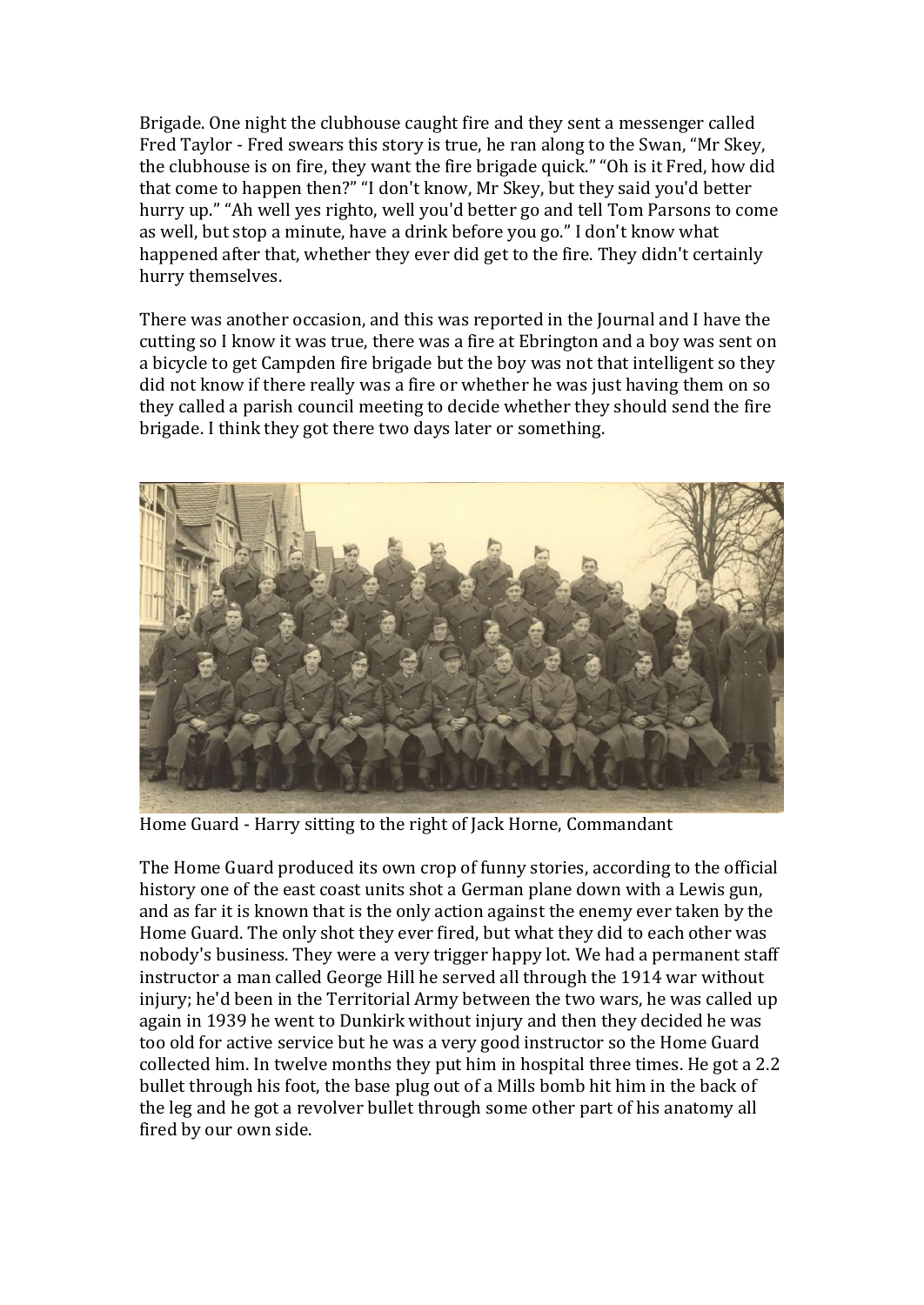Brigade. One night the clubhouse caught fire and they sent a messenger called Fred Taylor - Fred swears this story is true, he ran along to the Swan, "Mr Skey, the clubhouse is on fire, they want the fire brigade quick." "Oh is it Fred, how did that come to happen then?" "I don't know, Mr Skey, but they said you'd better hurry up." "Ah well yes righto, well you'd better go and tell Tom Parsons to come as well, but stop a minute, have a drink before you go." I don't know what happened after that, whether they ever did get to the fire. They didn't certainly hurry themselves.

There was another occasion, and this was reported in the Journal and I have the cutting so I know it was true, there was a fire at Ebrington and a boy was sent on a bicycle to get Campden fire brigade but the boy was not that intelligent so they did not know if there really was a fire or whether he was just having them on so they called a parish council meeting to decide whether they should send the fire brigade. I think they got there two days later or something.

Home Guard - Harry sitting to the right of Jack Horne, Commandant

The Home Guard produced its own crop of funny stories, according to the official history one of the east coast units shot a German plane down with a Lewis gun, and as far it is known that is the only action against the enemy ever taken by the Home Guard. The only shot they ever fired, but what they did to each other was nobody's business. They were a very trigger happy lot. We had a permanent staff instructor a man called George Hill he served all through the 1914 war without injury; he'd been in the Territorial Army between the two wars, he was called up again in 1939 he went to Dunkirk without injury and then they decided he was too old for active service but he was a very good instructor so the Home Guard collected him. In twelve months they put him in hospital three times. He got a 2.2 bullet through his foot, the base plug out of a Mills bomb hit him in the back of the leg and he got a revolver bullet through some other part of his anatomy all fired by our own side.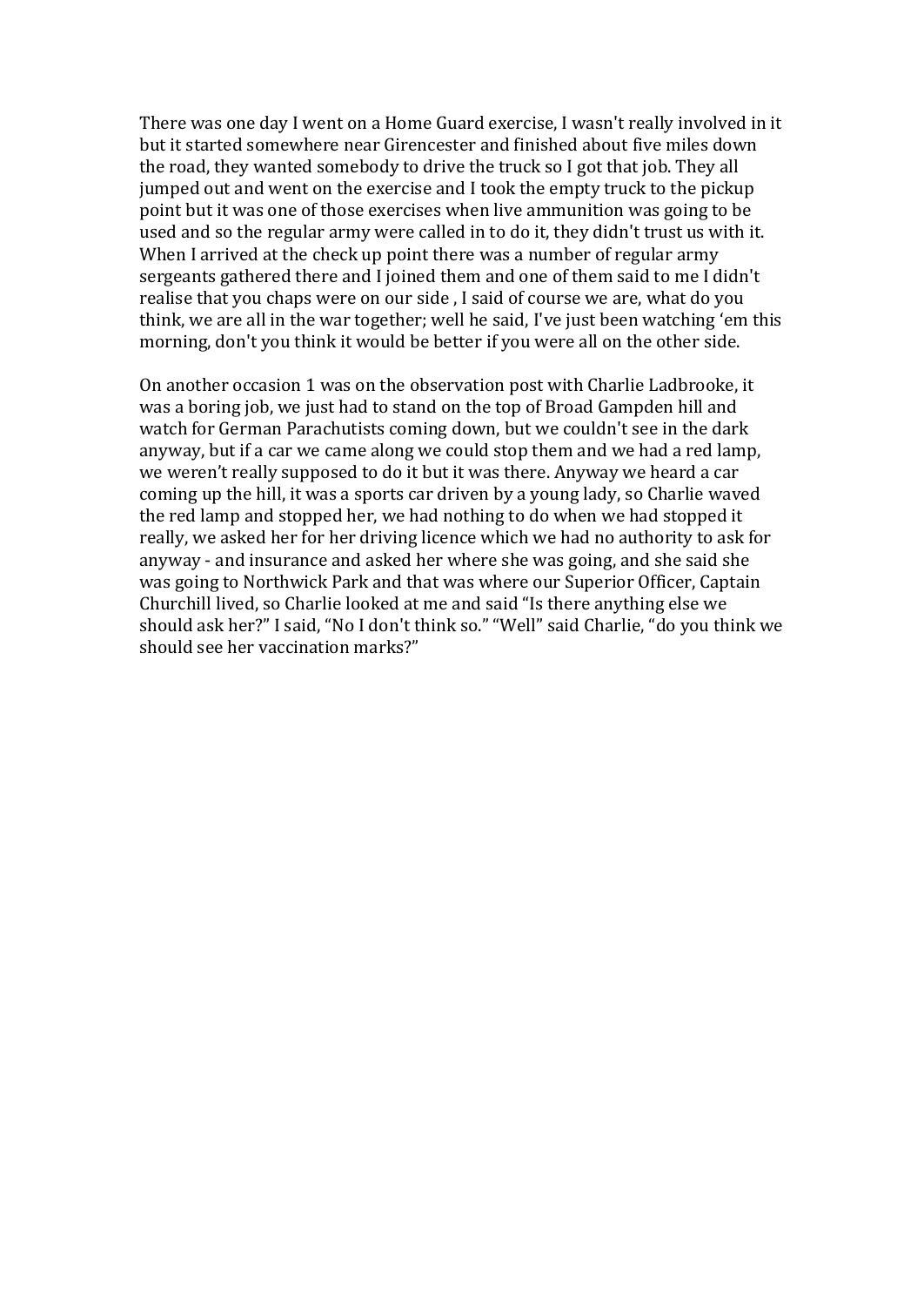There was one day I went on a Home Guard exercise, I wasn't really involved in it but it started somewhere near Girencester and finished about five miles down the road, they wanted somebody to drive the truck so I got that job. They all jumped out and went on the exercise and I took the empty truck to the pickup point but it was one of those exercises when live ammunition was going to be used and so the regular army were called in to do it, they didn't trust us with it. When I arrived at the check up point there was a number of regular army sergeants gathered there and I joined them and one of them said to me I didn't realise that you chaps were on our side , I said of course we are, what do you think, we are all in the war together; well he said, I've just been watching 'em this morning, don't you think it would be better if you were all on the other side.

On another occasion 1 was on the observation post with Charlie Ladbrooke, it was a boring job, we just had to stand on the top of Broad Gampden hill and watch for German Parachutists coming down, but we couldn't see in the dark anyway, but if a car we came along we could stop them and we had a red lamp, we weren't really supposed to do it but it was there. Anyway we heard a car coming up the hill, it was a sports car driven by a young lady, so Charlie waved the red lamp and stopped her, we had nothing to do when we had stopped it really, we asked her for her driving licence which we had no authority to ask for anyway - and insurance and asked her where she was going, and she said she was going to Northwick Park and that was where our Superior Officer, Captain Churchill lived, so Charlie looked at me and said "Is there anything else we should ask her?" I said, "No I don't think so." "Well" said Charlie, "do you think we should see her vaccination marks?"